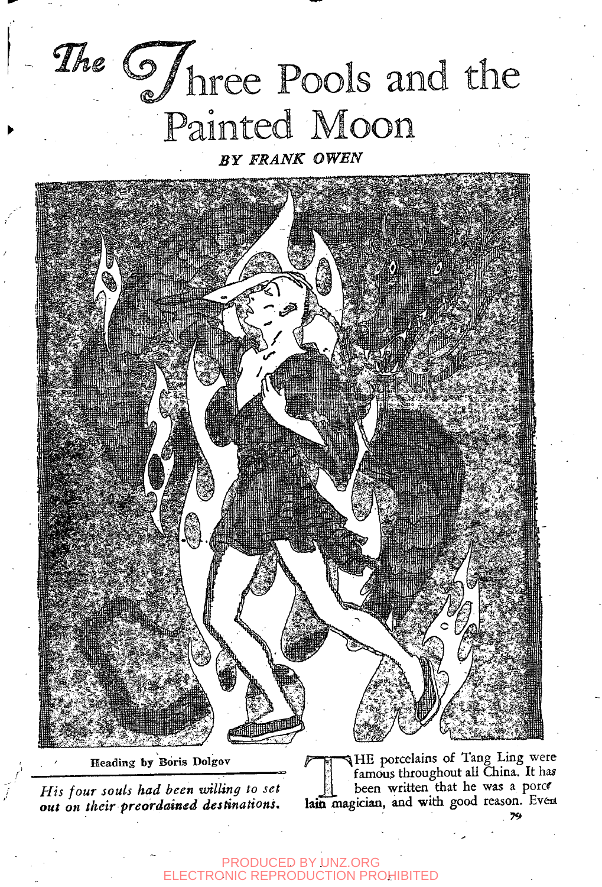# The Three Pools and the Painted Moon

***BY FRANK OWEN***

**Heading by Boris Dolgov**

*His four souls had been willing to set out on their preordained destinations.*

THE porcelains of Tang Ling were famous throughout all China. It has been written that he was a porcelain magician, and with good reason. Even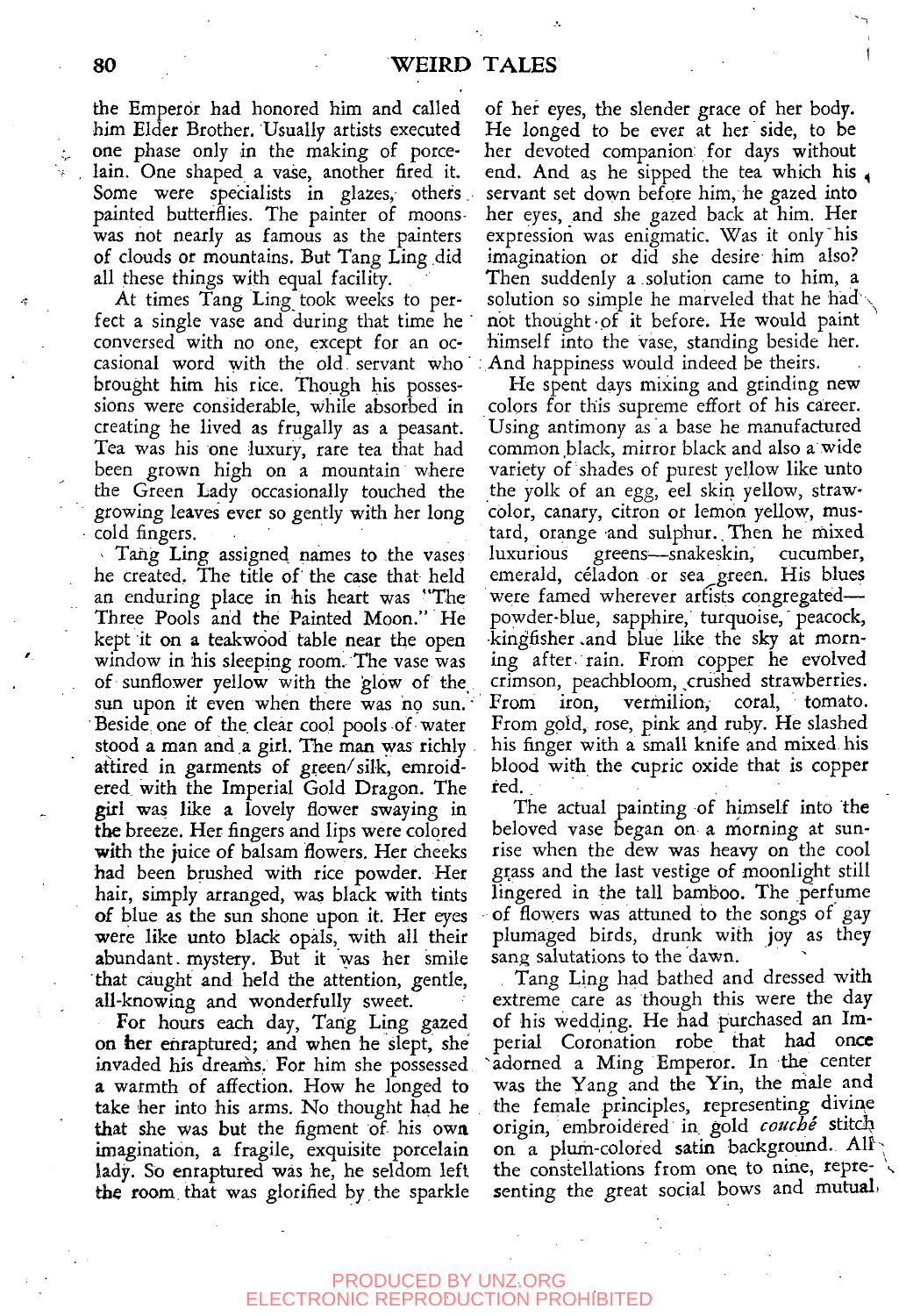the Emperor had honored him and called him Elder Brother. Usually artists executed one phase only in the making of porcelain. One shaped a vase, another fired it. Some were specialists in glazes, others painted butterflies. The painter of moons was not nearly as famous as the painters of clouds or mountains. But Tang Ling did all these things with equal facility.

At times Tang Ling took weeks to perfect a single vase and during that time he conversed with no one, except for an occasional word with the old servant who brought him his rice. Though his possessions were considerable, while absorbed in creating he lived as frugally as a peasant. Tea was his one luxury, rare tea that had been grown high on a mountain where the Green Lady occasionally touched the growing leaves ever so gently with her long cold fingers.

Tang Ling assigned names to the vases he created. The title of the case that held an enduring place in his heart was "The Three Pools and the Painted Moon." He kept it on a teakwood table near the open window in his sleeping room. The vase was of sunflower yellow with the glow of the sun upon it even when there was no sun. Beside one of the clear cool pools of water stood a man and a girl. The man was richly attired in garments of green silk, emroidered with the Imperial Gold Dragon. The girl was like a lovely flower swaying in the breeze. Her fingers and lips were colored with the juice of balsam flowers. Her cheeks had been brushed with rice powder. Her hair, simply arranged, was black with tints of blue as the sun shone upon it. Her eyes were like unto black opals, with all their abundant mystery. But it was her smile that caught and held the attention, gentle, all-knowing and wonderfully sweet.

For hours each day, Tang Ling gazed on her enraptured; and when he slept, she invaded his dreams. For him she possessed a warmth of affection. How he longed to take her into his arms. No thought had he that she was but the figment of his own imagination, a fragile, exquisite porcelain lady. So enraptured was he, he seldom left the room that was glorified by the sparkle of her eyes, the slender grace of her body. He longed to be ever at her side, to be her devoted companion for days without end. And as he sipped the tea which his servant set down before him, he gazed into her eyes, and she gazed back at him. Her expression was enigmatic. Was it only his imagination or did she desire him also? Then suddenly a solution came to him, a solution so simple he marveled that he had not thought of it before. He would paint himself into the vase, standing beside her. And happiness would indeed be theirs.

He spent days mixing and grinding new colors for this supreme effort of his career. Using antimony as a base he manufactured common black, mirror black and also a wide variety of shades of purest yellow like unto the yolk of an egg, eel skin yellow, straw-color, canary, citron or lemon yellow, mustard, orange and sulphur. Then he mixed luxurious greens—snakeskin, cucumber, emerald, céladon or sea green. His blues were famed wherever artists congregated—powder-blue, sapphire, turquoise, peacock, kingfisher and blue like the sky at morning after rain. From copper he evolved crimson, peachbloom, crushed strawberries. From iron, vermilion, coral, tomato. From gold, rose, pink and ruby. He slashed his finger with a small knife and mixed his blood with the cupric oxide that is copper red.

The actual painting of himself into the beloved vase began on a morning at sunrise when the dew was heavy on the cool grass and the last vestige of moonlight still lingered in the tall bamboo. The perfume of flowers was attuned to the songs of gay plumaged birds, drunk with joy as they sang salutations to the dawn.

Tang Ling had bathed and dressed with extreme care as though this were the day of his wedding. He had purchased an Imperial Coronation robe that had once adorned a Ming Emperor. In the center was the Yang and the Yin, the male and the female principles, representing divine origin, embroidered in gold *couché* stitch on a plum-colored satin background. All the constellations from one to nine, representing the great social bows and mutual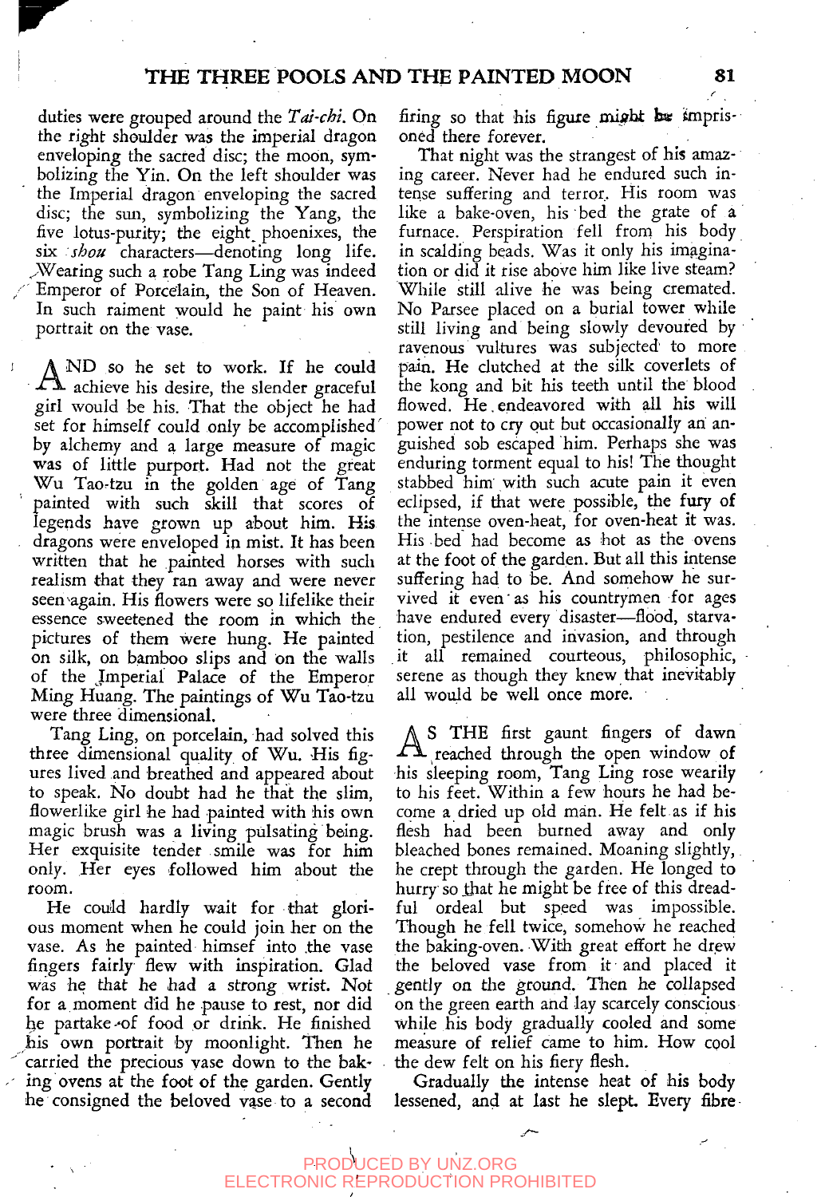duties were grouped around the *Tai-chi.* On the right shoulder was the imperial dragon enveloping the sacred disc; the moon, symbolizing the Yin. On the left shoulder was the Imperial dragon enveloping the sacred disc; the sun, symbolizing the Yang, the five lotus-purity; the eight phoenixes, the six *shou* characters—denoting long life. Wearing such a robe Tang Ling was indeed Emperor of Porcelain, the Son of Heaven. In such raiment would he paint his own portrait on the vase.

AND so he set to work. If he could achieve his desire, the slender graceful girl would be his. That the object he had set for himself could only be accomplished by alchemy and a large measure of magic was of little purport. Had not the great Wu Tao-tzu in the golden age of Tang painted with such skill that scores of legends have grown up about him. His dragons were enveloped in mist. It has been written that he painted horses with such realism that they ran away and were never seen again. His flowers were so lifelike their essence sweetened the room in which the pictures of them were hung. He painted on silk, on bamboo slips and on the walls of the Imperial Palace of the Emperor Ming Huang. The paintings of Wu Tao-tzu were three dimensional.

Tang Ling, on porcelain, had solved this three dimensional quality of Wu. His figures lived and breathed and appeared about to speak. No doubt had he that the slim, flowerlike girl he had painted with his own magic brush was a living pulsating being. Her exquisite tender smile was for him only. Her eyes followed him about the room.

He could hardly wait for that glorious moment when he could join her on the vase. As he painted himsef into the vase fingers fairly flew with inspiration. Glad was he that he had a strong wrist. Not for a moment did he pause to rest, nor did he partake of food or drink. He finished his own portrait by moonlight. Then he carried the precious vase down to the baking ovens at the foot of the garden. Gently he consigned the beloved vase to a second firing so that his figure might be imprisoned there forever.

That night was the strangest of his amazing career. Never had he endured such intense suffering and terror. His room was like a bake-oven, his bed the grate of a furnace. Perspiration fell from his body in scalding beads. Was it only his imagination or did it rise above him like live steam? While still alive he was being cremated. No Parsee placed on a burial tower while still living and being slowly devoured by ravenous vultures was subjected to more pain. He clutched at the silk coverlets of the kong and bit his teeth until the blood flowed. He endeavored with all his will power not to cry out but occasionally an anguished sob escaped him. Perhaps she was enduring torment equal to his! The thought stabbed him with such acute pain it even eclipsed, if that were possible, the fury of the intense oven-heat, for oven-heat it was. His bed had become as hot as the ovens at the foot of the garden. But all this intense suffering had to be. And somehow he survived it even as his countrymen for ages have endured every disaster—flood, starvation, pestilence and invasion, and through it all remained courteous, philosophic, serene as though they knew that inevitably all would be well once more.

AS THE first gaunt fingers of dawn reached through the open window of his sleeping room, Tang Ling rose wearily to his feet. Within a few hours he had become a dried up old man. He felt as if his flesh had been burned away and only bleached bones remained. Moaning slightly, he crept through the garden. He longed to hurry so that he might be free of this dreadful ordeal but speed was impossible. Though he fell twice, somehow he reached the baking-oven. With great effort he drew the beloved vase from it and placed it gently on the ground. Then he collapsed on the green earth and lay scarcely conscious while his body gradually cooled and some measure of relief came to him. How cool the dew felt on his fiery flesh.

Gradually the intense heat of his body lessened, and at last he slept. Every fibre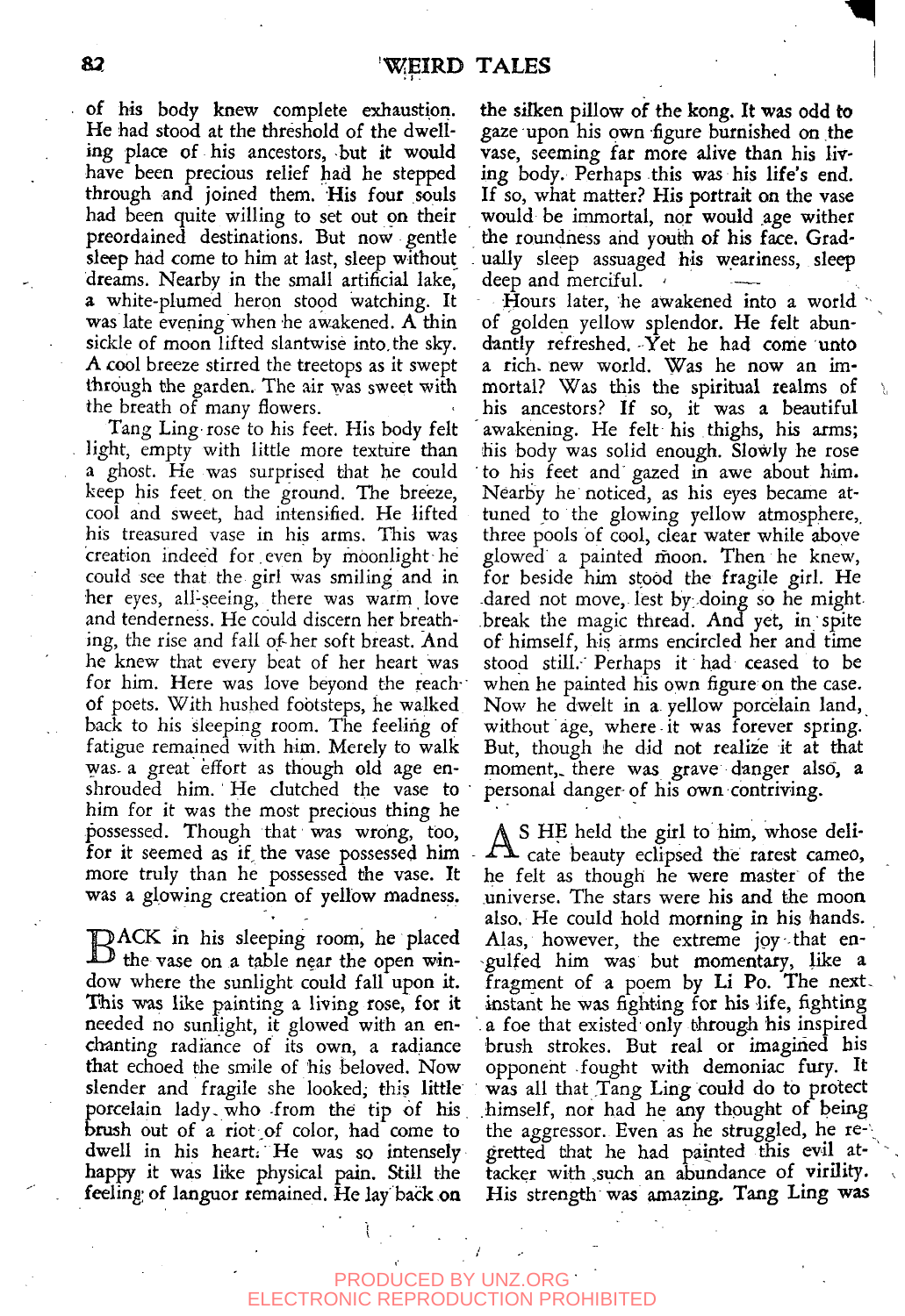of his body knew complete exhaustion. He had stood at the threshold of the dwelling place of his ancestors, but it would have been precious relief had he stepped through and joined them. His four souls had been quite willing to set out on their preordained destinations. But now gentle sleep had come to him at last, sleep without dreams. Nearby in the small artificial lake, a white-plumed heron stood watching. It was late evening when he awakened. A thin sickle of moon lifted slantwise into the sky. A cool breeze stirred the treetops as it swept through the garden. The air was sweet with the breath of many flowers.

Tang Ling rose to his feet. His body felt light, empty with little more texture than a ghost. He was surprised that he could keep his feet on the ground. The breeze, cool and sweet, had intensified. He lifted his treasured vase in his arms. This was creation indeed for even by moonlight he could see that the girl was smiling and in her eyes, all-seeing, there was warm love and tenderness. He could discern her breathing, the rise and fall of her soft breast. And he knew that every beat of her heart was for him. Here was love beyond the reach of poets. With hushed footsteps, he walked back to his sleeping room. The feeling of fatigue remained with him. Merely to walk was a great effort as though old age enshrouded him. He clutched the vase to him for it was the most precious thing he possessed. Though that was wrong, too, for it seemed as if the vase possessed him more truly than he possessed the vase. It was a glowing creation of yellow madness.

BACK in his sleeping room, he placed the vase on a table near the open window where the sunlight could fall upon it. This was like painting a living rose, for it needed no sunlight, it glowed with an enchanting radiance of its own, a radiance that echoed the smile of his beloved. Now slender and fragile she looked; this little porcelain lady who from the tip of his brush out of a riot of color, had come to dwell in his heart. He was so intensely happy it was like physical pain. Still the feeling of languor remained. He lay back on the silken pillow of the kong. It was odd to gaze upon his own figure burnished on the vase, seeming far more alive than his living body. Perhaps this was his life's end. If so, what matter? His portrait on the vase would be immortal, nor would age wither the roundness and youth of his face. Gradually sleep assuaged his weariness, sleep deep and merciful.

Hours later, he awakened into a world of golden yellow splendor. He felt abundantly refreshed. Yet he had come unto a rich new world. Was he now an immortal? Was this the spiritual realms of his ancestors? If so, it was a beautiful awakening. He felt his thighs, his arms; his body was solid enough. Slowly he rose to his feet and gazed in awe about him. Nearby he noticed, as his eyes became attuned to the glowing yellow atmosphere, three pools of cool, clear water while above glowed a painted moon. Then he knew, for beside him stood the fragile girl. He dared not move, lest by doing so he might break the magic thread. And yet, in spite of himself, his arms encircled her and time stood still. Perhaps it had ceased to be when he painted his own figure on the case. Now he dwelt in a yellow porcelain land, without age, where it was forever spring. But, though he did not realize it at that moment, there was grave danger also, a personal danger of his own contriving.

AS HE held the girl to him, whose delicate beauty eclipsed the rarest cameo, he felt as though he were master of the universe. The stars were his and the moon also. He could hold morning in his hands. Alas, however, the extreme joy that engulfed him was but momentary, like a fragment of a poem by Li Po. The next instant he was fighting for his life, fighting a foe that existed only through his inspired brush strokes. But real or imagined his opponent fought with demoniac fury. It was all that Tang Ling could do to protect himself, nor had he any thought of being the aggressor. Even as he struggled, he regretted that he had painted this evil attacker with such an abundance of virility. His strength was amazing. Tang Ling was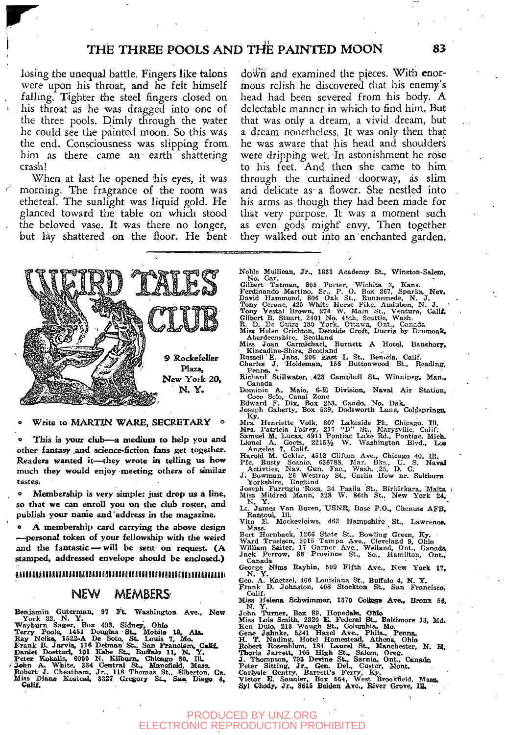losing the unequal battle. Fingers like talons were upon his throat, and he felt himself falling. Tighter the steel fingers closed on his throat as he was dragged into one of the three pools. Dimly through the water he could see the painted moon. So this was the end. Consciousness was slipping from him as there came an earth shattering crash!

When at last he opened his eyes, it was morning. The fragrance of the room was ethereal. The sunlight was liquid gold. He glanced toward the table on which stood the beloved vase. It was there no longer, but lay shattered on the floor. He bent down and examined the pieces. With enormous relish he discovered that his enemy's head had been severed from his body. A delectable manner in which to find him. But that was only a dream, a vivid dream, but a dream nonetheless. It was only then that he was aware that his head and shoulders were dripping wet. In astonishment he rose to his feet. And then she came to him through the curtained doorway, as slim and delicate as a flower. She nestled into his arms as though they had been made for that very purpose. It was a moment such as even gods might envy. Then together they walked out into an enchanted garden.

---

## WEIRD TALES CLUB

9 Rockefeller Plaza, New York 20, N. Y.

- Write to MARTIN WARE, SECRETARY

- **This is your club—a medium to help you and other fantasy and science-fiction fans get together. Readers wanted it—they wrote in telling us how much they would enjoy meeting others of similar tastes.**

- **Membership is very simple: just drop us a line, so that we can enroll you on the club roster, and publish your name and address in the magazine.**

- **A membership card carrying the above design—personal token of your fellowship with the weird and the fantastic—will be sent on request. (A stamped, addressed envelope should be enclosed.)**

### NEW MEMBERS

Benjamin Guterman, 97 Ft. Washington Ave., New York 32, N. Y.
Wayburn Sager, Box 433, Sidney, Ohio
Terry Poole, 1451 Douglas St., Mobile 19, Ala.
Ray Nelke, 1522-A De Soto, St. Louis 7, Mo.
Frank B. Jarvis, 116 Delman St., San Francisco, Calif.
Daniel Doetterl, 101 Kebe St., Buffalo 11, N. Y.
Peter Kokalis, 6000 N. Kilburn, Chicago 30, Ill.
John A. White, 334 Central St., Mansfield, Mass.
Robert J. Cheatham, Jr., 118 Thomas St., Elberton, Ga.
Miss Diane Kosteal, 3327 Gregory St., San Diego 4, Calif.
Noble Mullican, Jr., 1831 Academy St., Winston-Salem, No. Car.
Gilbert Tatman, 805 Porter, Wichita 3, Kans.
Ferdinando Martino, Sr., P. O. Box 267, Sparks, Nev.
David Hammond, 806 Oak St., Runnemede, N. J.
Tony Cerone, 420 White Horse Pike, Audubon, N. J.
Tony Vestal Brown, 274 W. Main St., Ventura, Calif.
Gilbert B. Stuart, 2401 No. 45th, Seattle, Wash.
R. D. De Guire 180 York, Ottawa, Ont., Canada
Miss Helen Crichton, Denside Croft, Durris by Drumoak, Aberdeenshire, Scotland
Miss Joan Carmichael, Burnett A Hotel, Banchory, Kincadine-Shire, Scotland
Russell E. Jabs, 206 East L St., Benicia, Calif.
Charles J. Holdeman, 156 Buttonwood St., Reading, Penna.
Richard Stillwater, 423 Campbell St., Winnipeg, Man., Canada
Dominic A. Maio, 6-E Division, Naval Air Station, Coco Solo, Canal Zone
Edward F. Dix, Box 253, Cando, No. Dak.
Joseph Gaherty, Box 539, Dodsworth Lane, Coldsprings, Ky.
Mrs. Henriette Volk, 807 Lakeside Pl., Chicago, Ill.
Mrs. Patricia Fairey, 217 "D" St., Marysville, Calif.
Samuel M. Lucas, 4911 Pontiac Lake Rd., Pontiac, Mich.
Lionel A. Goetz, 2215½ W. Washington Blvd., Los Angeles 7, Calif.
Harold M. Gekler, 4512 Clifton Ave., Chicago 40, Ill.
Pfc. Rusty Scanio, 636788, Mar. Bks., U. S. Naval Activties, Nav. Gun. Fac., Wash. 25, D. C.
J. Bowman, 26 Westray St., Carlin How nr. Saltburn Yorkshire, England
Joseph Farrugia Ross, 24 Psaila St., Birkirkara, Malta
Miss Mildred Mann, 328 W. 86th St., New York 24, N. Y.
Lt. James Van Buren, USNR, Base P.O., Chenute AFB, Rantoul, Ill.
Vito E. Mockeviciws, 462 Hampshire St., Lawrence, Mass.
Bert Hornback, 1266 State St., Bowling Green, Ky.
Ward Truelsen, 3015 Tampa Ave., Cleveland 9, Ohio
William Salter, 17 Garner Ave., Welland, Ont., Canada
Jack Perrow, 86 Province St., So., Hamilton, Ont., Canada
George Nims Raybin, 509 Fifth Ave., New York 17, N. Y.
Geo. A. Kaetzel, 406 Louisiana St., Buffalo 4, N. Y.
Frank D. Johnston, 408 Stockton St., San Francisco, Calif.
Miss Helena Schwimmer, 1370 College Ave., Bronx 56, N. Y.
John Turner, Box 89, Hopedale, Ohio
Miss Lois Smith, 2320 E. Federal St., Baltimore 13, Md.
Ken Dulo, 213 Waugh St., Columbia, Mo.
Gene Jahnke, 5241 Hazel Ave., Phila., Penna.
H. T. Nading, Hotel Homestead, Athens, Ohio
Robert Rosenblum, 184 Laurel St., Manchester, N. H.
Thoris Jarrett, 105 High St., Salem, Oreg.
J. Thompson, 793 Devine St., Sarnia, Ont., Canada
Peter Sitting, Jr., Gen. Del., Custer, Mont.
Carlysle Gentry, Barrett's Ferry, Ky.
Victor E. Saunier, Box 554, West Brookfield, Mass.
Syl Chody, Jr., 8615 Belden Ave., River Grove, Ill.